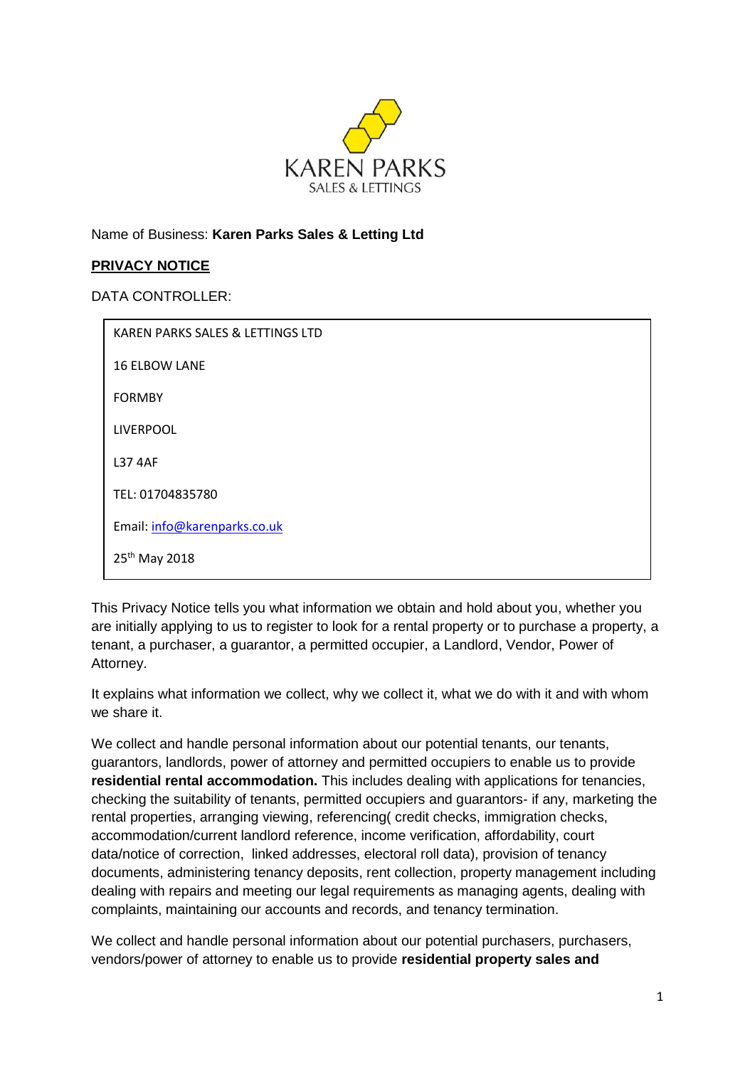KAREN PARKS
SALES & LETTINGS

Name of Business: **Karen Parks Sales & Letting Ltd**

**PRIVACY NOTICE**

DATA CONTROLLER:

| KAREN PARKS SALES & LETTINGS LTD |
|---|
| 16 ELBOW LANE |
| FORMBY |
| LIVERPOOL |
| L37 4AF |
| TEL: 01704835780 |
| Email: info@karenparks.co.uk |
| 25th May 2018 |

This Privacy Notice tells you what information we obtain and hold about you, whether you are initially applying to us to register to look for a rental property or to purchase a property, a tenant, a purchaser, a guarantor, a permitted occupier, a Landlord, Vendor, Power of Attorney.

It explains what information we collect, why we collect it, what we do with it and with whom we share it.

We collect and handle personal information about our potential tenants, our tenants, guarantors, landlords, power of attorney and permitted occupiers to enable us to provide **residential rental accommodation.** This includes dealing with applications for tenancies, checking the suitability of tenants, permitted occupiers and guarantors- if any, marketing the rental properties, arranging viewing, referencing( credit checks, immigration checks, accommodation/current landlord reference, income verification, affordability, court data/notice of correction, linked addresses, electoral roll data), provision of tenancy documents, administering tenancy deposits, rent collection, property management including dealing with repairs and meeting our legal requirements as managing agents, dealing with complaints, maintaining our accounts and records, and tenancy termination.

We collect and handle personal information about our potential purchasers, purchasers, vendors/power of attorney to enable us to provide **residential property sales and**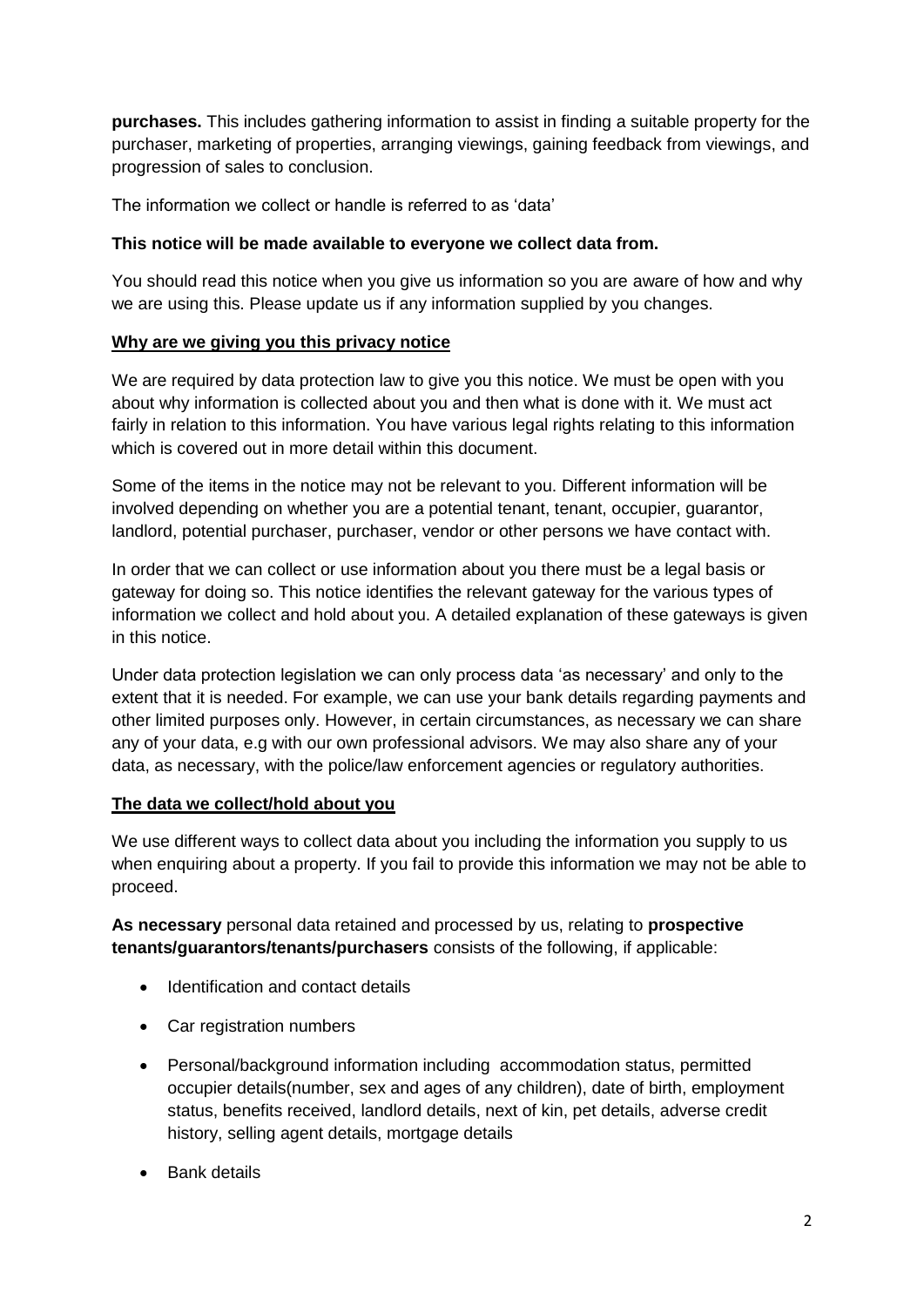**purchases.** This includes gathering information to assist in finding a suitable property for the purchaser, marketing of properties, arranging viewings, gaining feedback from viewings, and progression of sales to conclusion.

The information we collect or handle is referred to as 'data'

**This notice will be made available to everyone we collect data from.**

You should read this notice when you give us information so you are aware of how and why we are using this. Please update us if any information supplied by you changes.

## Why are we giving you this privacy notice

We are required by data protection law to give you this notice. We must be open with you about why information is collected about you and then what is done with it. We must act fairly in relation to this information. You have various legal rights relating to this information which is covered out in more detail within this document.

Some of the items in the notice may not be relevant to you. Different information will be involved depending on whether you are a potential tenant, tenant, occupier, guarantor, landlord, potential purchaser, purchaser, vendor or other persons we have contact with.

In order that we can collect or use information about you there must be a legal basis or gateway for doing so. This notice identifies the relevant gateway for the various types of information we collect and hold about you. A detailed explanation of these gateways is given in this notice.

Under data protection legislation we can only process data 'as necessary' and only to the extent that it is needed. For example, we can use your bank details regarding payments and other limited purposes only. However, in certain circumstances, as necessary we can share any of your data, e.g with our own professional advisors. We may also share any of your data, as necessary, with the police/law enforcement agencies or regulatory authorities.

## The data we collect/hold about you

We use different ways to collect data about you including the information you supply to us when enquiring about a property. If you fail to provide this information we may not be able to proceed.

**As necessary** personal data retained and processed by us, relating to **prospective tenants/guarantors/tenants/purchasers** consists of the following, if applicable:

- Identification and contact details
- Car registration numbers
- Personal/background information including accommodation status, permitted occupier details(number, sex and ages of any children), date of birth, employment status, benefits received, landlord details, next of kin, pet details, adverse credit history, selling agent details, mortgage details
- Bank details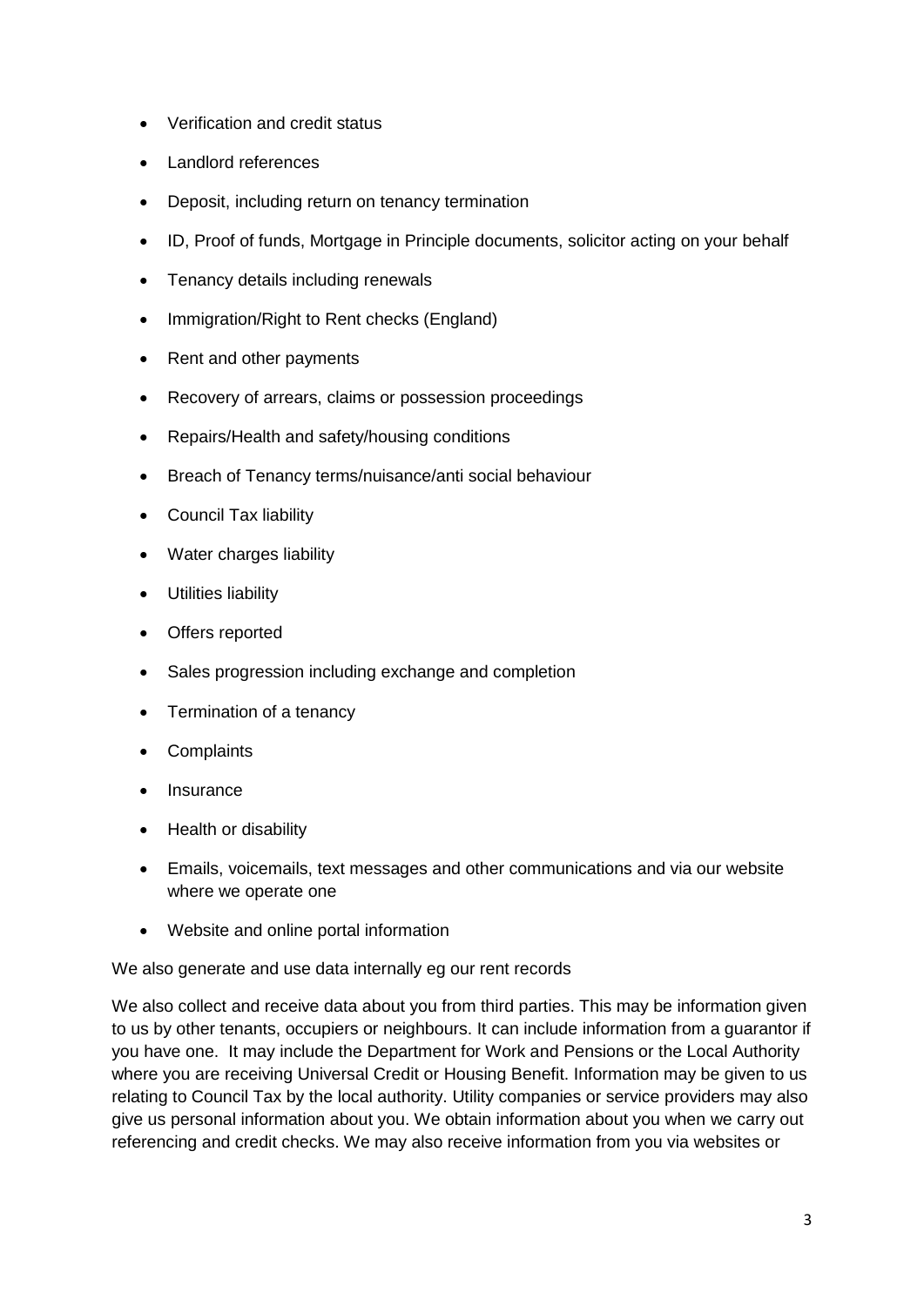- Verification and credit status
- Landlord references
- Deposit, including return on tenancy termination
- ID, Proof of funds, Mortgage in Principle documents, solicitor acting on your behalf
- Tenancy details including renewals
- Immigration/Right to Rent checks (England)
- Rent and other payments
- Recovery of arrears, claims or possession proceedings
- Repairs/Health and safety/housing conditions
- Breach of Tenancy terms/nuisance/anti social behaviour
- Council Tax liability
- Water charges liability
- Utilities liability
- Offers reported
- Sales progression including exchange and completion
- Termination of a tenancy
- Complaints
- Insurance
- Health or disability
- Emails, voicemails, text messages and other communications and via our website where we operate one
- Website and online portal information

We also generate and use data internally eg our rent records

We also collect and receive data about you from third parties. This may be information given to us by other tenants, occupiers or neighbours. It can include information from a guarantor if you have one. It may include the Department for Work and Pensions or the Local Authority where you are receiving Universal Credit or Housing Benefit. Information may be given to us relating to Council Tax by the local authority. Utility companies or service providers may also give us personal information about you. We obtain information about you when we carry out referencing and credit checks. We may also receive information from you via websites or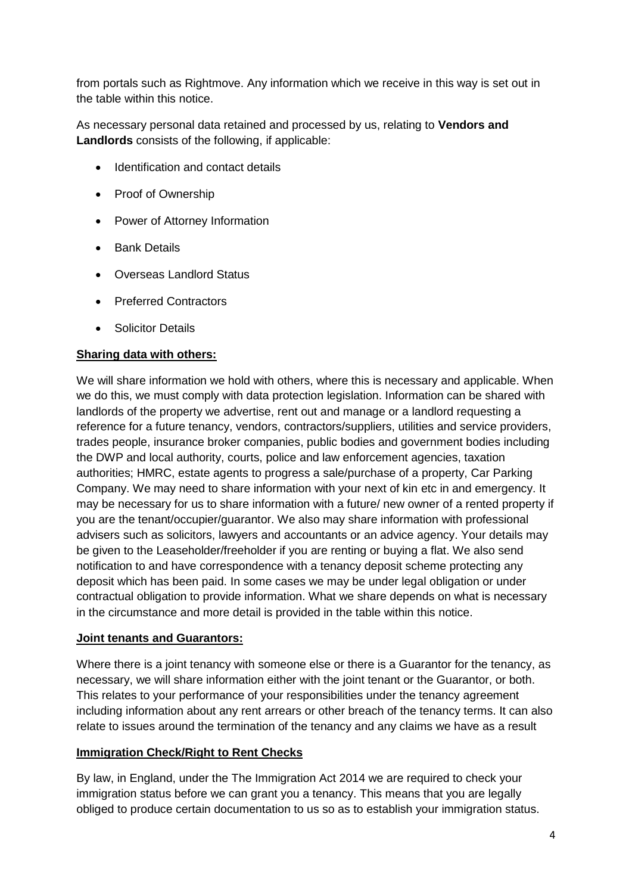from portals such as Rightmove. Any information which we receive in this way is set out in the table within this notice.

As necessary personal data retained and processed by us, relating to **Vendors and Landlords** consists of the following, if applicable:

- Identification and contact details
- Proof of Ownership
- Power of Attorney Information
- Bank Details
- Overseas Landlord Status
- Preferred Contractors
- Solicitor Details

**Sharing data with others:**

We will share information we hold with others, where this is necessary and applicable. When we do this, we must comply with data protection legislation. Information can be shared with landlords of the property we advertise, rent out and manage or a landlord requesting a reference for a future tenancy, vendors, contractors/suppliers, utilities and service providers, trades people, insurance broker companies, public bodies and government bodies including the DWP and local authority, courts, police and law enforcement agencies, taxation authorities; HMRC, estate agents to progress a sale/purchase of a property, Car Parking Company. We may need to share information with your next of kin etc in and emergency. It may be necessary for us to share information with a future/ new owner of a rented property if you are the tenant/occupier/guarantor. We also may share information with professional advisers such as solicitors, lawyers and accountants or an advice agency. Your details may be given to the Leaseholder/freeholder if you are renting or buying a flat. We also send notification to and have correspondence with a tenancy deposit scheme protecting any deposit which has been paid. In some cases we may be under legal obligation or under contractual obligation to provide information. What we share depends on what is necessary in the circumstance and more detail is provided in the table within this notice.

**Joint tenants and Guarantors:**

Where there is a joint tenancy with someone else or there is a Guarantor for the tenancy, as necessary, we will share information either with the joint tenant or the Guarantor, or both. This relates to your performance of your responsibilities under the tenancy agreement including information about any rent arrears or other breach of the tenancy terms. It can also relate to issues around the termination of the tenancy and any claims we have as a result

**Immigration Check/Right to Rent Checks**

By law, in England, under the The Immigration Act 2014 we are required to check your immigration status before we can grant you a tenancy. This means that you are legally obliged to produce certain documentation to us so as to establish your immigration status.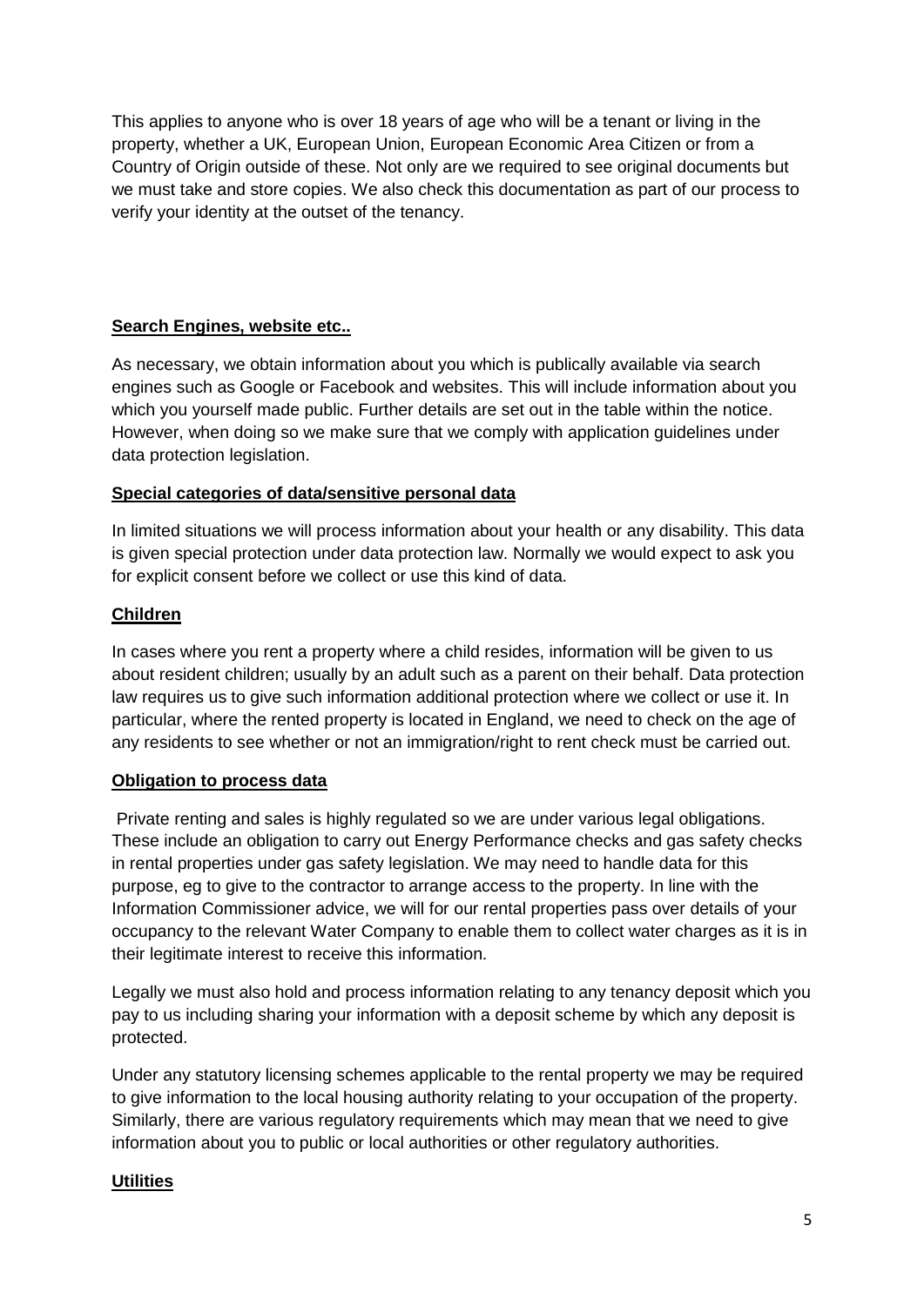This applies to anyone who is over 18 years of age who will be a tenant or living in the property, whether a UK, European Union, European Economic Area Citizen or from a Country of Origin outside of these. Not only are we required to see original documents but we must take and store copies. We also check this documentation as part of our process to verify your identity at the outset of the tenancy.

**Search Engines, website etc..**

As necessary, we obtain information about you which is publically available via search engines such as Google or Facebook and websites. This will include information about you which you yourself made public. Further details are set out in the table within the notice. However, when doing so we make sure that we comply with application guidelines under data protection legislation.

**Special categories of data/sensitive personal data**

In limited situations we will process information about your health or any disability. This data is given special protection under data protection law. Normally we would expect to ask you for explicit consent before we collect or use this kind of data.

**Children**

In cases where you rent a property where a child resides, information will be given to us about resident children; usually by an adult such as a parent on their behalf. Data protection law requires us to give such information additional protection where we collect or use it. In particular, where the rented property is located in England, we need to check on the age of any residents to see whether or not an immigration/right to rent check must be carried out.

**Obligation to process data**

Private renting and sales is highly regulated so we are under various legal obligations. These include an obligation to carry out Energy Performance checks and gas safety checks in rental properties under gas safety legislation. We may need to handle data for this purpose, eg to give to the contractor to arrange access to the property. In line with the Information Commissioner advice, we will for our rental properties pass over details of your occupancy to the relevant Water Company to enable them to collect water charges as it is in their legitimate interest to receive this information.

Legally we must also hold and process information relating to any tenancy deposit which you pay to us including sharing your information with a deposit scheme by which any deposit is protected.

Under any statutory licensing schemes applicable to the rental property we may be required to give information to the local housing authority relating to your occupation of the property. Similarly, there are various regulatory requirements which may mean that we need to give information about you to public or local authorities or other regulatory authorities.

**Utilities**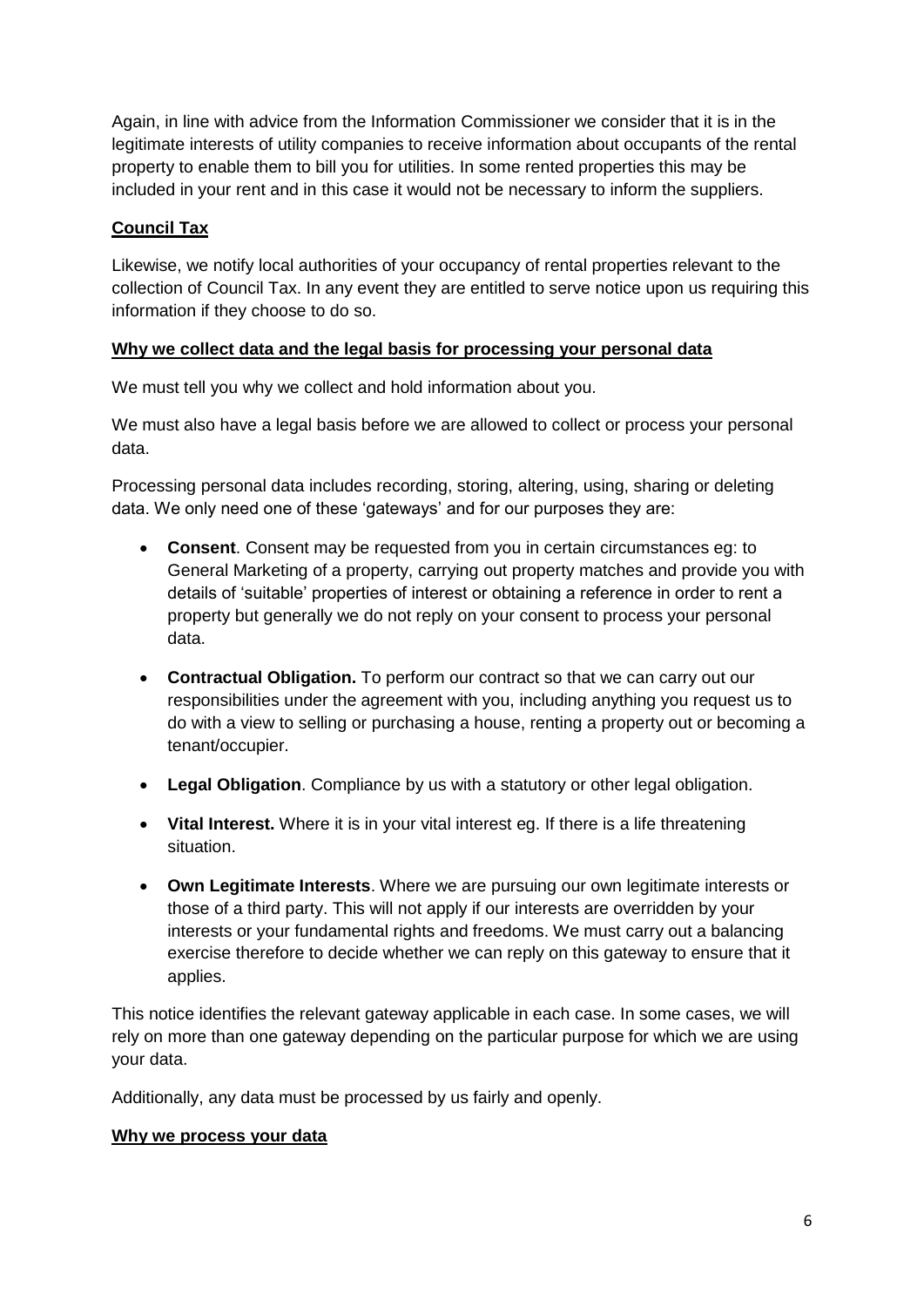Again, in line with advice from the Information Commissioner we consider that it is in the legitimate interests of utility companies to receive information about occupants of the rental property to enable them to bill you for utilities. In some rented properties this may be included in your rent and in this case it would not be necessary to inform the suppliers.

## Council Tax

Likewise, we notify local authorities of your occupancy of rental properties relevant to the collection of Council Tax. In any event they are entitled to serve notice upon us requiring this information if they choose to do so.

## Why we collect data and the legal basis for processing your personal data

We must tell you why we collect and hold information about you.

We must also have a legal basis before we are allowed to collect or process your personal data.

Processing personal data includes recording, storing, altering, using, sharing or deleting data. We only need one of these 'gateways' and for our purposes they are:

- **Consent**. Consent may be requested from you in certain circumstances eg: to General Marketing of a property, carrying out property matches and provide you with details of 'suitable' properties of interest or obtaining a reference in order to rent a property but generally we do not reply on your consent to process your personal data.
- **Contractual Obligation.** To perform our contract so that we can carry out our responsibilities under the agreement with you, including anything you request us to do with a view to selling or purchasing a house, renting a property out or becoming a tenant/occupier.
- **Legal Obligation**. Compliance by us with a statutory or other legal obligation.
- **Vital Interest.** Where it is in your vital interest eg. If there is a life threatening situation.
- **Own Legitimate Interests**. Where we are pursuing our own legitimate interests or those of a third party. This will not apply if our interests are overridden by your interests or your fundamental rights and freedoms. We must carry out a balancing exercise therefore to decide whether we can reply on this gateway to ensure that it applies.

This notice identifies the relevant gateway applicable in each case. In some cases, we will rely on more than one gateway depending on the particular purpose for which we are using your data.

Additionally, any data must be processed by us fairly and openly.

## Why we process your data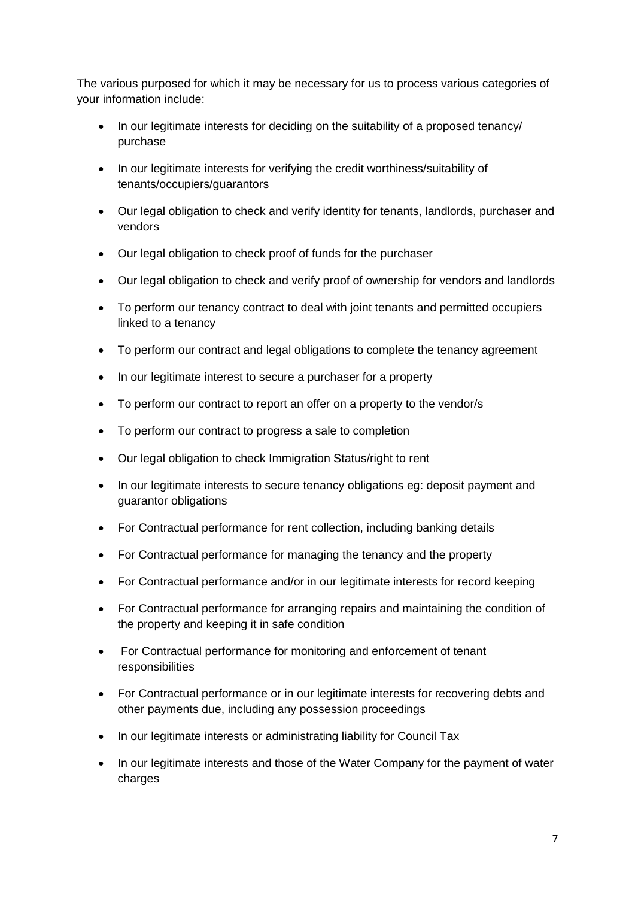The various purposed for which it may be necessary for us to process various categories of your information include:

- In our legitimate interests for deciding on the suitability of a proposed tenancy/ purchase
- In our legitimate interests for verifying the credit worthiness/suitability of tenants/occupiers/guarantors
- Our legal obligation to check and verify identity for tenants, landlords, purchaser and vendors
- Our legal obligation to check proof of funds for the purchaser
- Our legal obligation to check and verify proof of ownership for vendors and landlords
- To perform our tenancy contract to deal with joint tenants and permitted occupiers linked to a tenancy
- To perform our contract and legal obligations to complete the tenancy agreement
- In our legitimate interest to secure a purchaser for a property
- To perform our contract to report an offer on a property to the vendor/s
- To perform our contract to progress a sale to completion
- Our legal obligation to check Immigration Status/right to rent
- In our legitimate interests to secure tenancy obligations eg: deposit payment and guarantor obligations
- For Contractual performance for rent collection, including banking details
- For Contractual performance for managing the tenancy and the property
- For Contractual performance and/or in our legitimate interests for record keeping
- For Contractual performance for arranging repairs and maintaining the condition of the property and keeping it in safe condition
- For Contractual performance for monitoring and enforcement of tenant responsibilities
- For Contractual performance or in our legitimate interests for recovering debts and other payments due, including any possession proceedings
- In our legitimate interests or administrating liability for Council Tax
- In our legitimate interests and those of the Water Company for the payment of water charges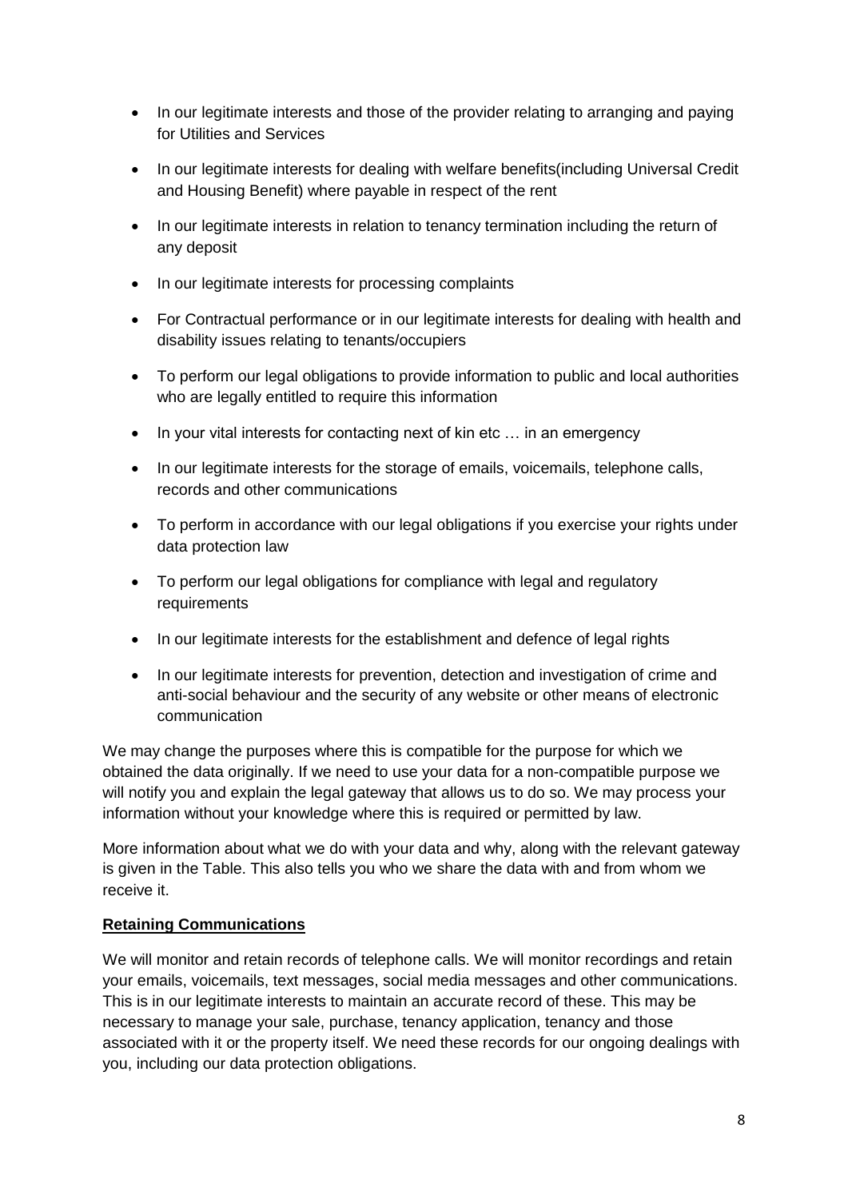- In our legitimate interests and those of the provider relating to arranging and paying for Utilities and Services
- In our legitimate interests for dealing with welfare benefits(including Universal Credit and Housing Benefit) where payable in respect of the rent
- In our legitimate interests in relation to tenancy termination including the return of any deposit
- In our legitimate interests for processing complaints
- For Contractual performance or in our legitimate interests for dealing with health and disability issues relating to tenants/occupiers
- To perform our legal obligations to provide information to public and local authorities who are legally entitled to require this information
- In your vital interests for contacting next of kin etc … in an emergency
- In our legitimate interests for the storage of emails, voicemails, telephone calls, records and other communications
- To perform in accordance with our legal obligations if you exercise your rights under data protection law
- To perform our legal obligations for compliance with legal and regulatory requirements
- In our legitimate interests for the establishment and defence of legal rights
- In our legitimate interests for prevention, detection and investigation of crime and anti-social behaviour and the security of any website or other means of electronic communication

We may change the purposes where this is compatible for the purpose for which we obtained the data originally. If we need to use your data for a non-compatible purpose we will notify you and explain the legal gateway that allows us to do so. We may process your information without your knowledge where this is required or permitted by law.

More information about what we do with your data and why, along with the relevant gateway is given in the Table. This also tells you who we share the data with and from whom we receive it.

**Retaining Communications**

We will monitor and retain records of telephone calls. We will monitor recordings and retain your emails, voicemails, text messages, social media messages and other communications. This is in our legitimate interests to maintain an accurate record of these. This may be necessary to manage your sale, purchase, tenancy application, tenancy and those associated with it or the property itself. We need these records for our ongoing dealings with you, including our data protection obligations.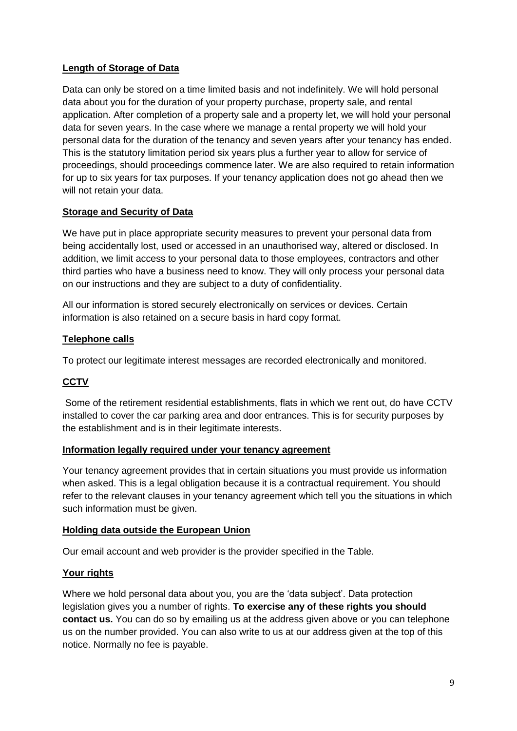## Length of Storage of Data

Data can only be stored on a time limited basis and not indefinitely. We will hold personal data about you for the duration of your property purchase, property sale, and rental application. After completion of a property sale and a property let, we will hold your personal data for seven years. In the case where we manage a rental property we will hold your personal data for the duration of the tenancy and seven years after your tenancy has ended. This is the statutory limitation period six years plus a further year to allow for service of proceedings, should proceedings commence later. We are also required to retain information for up to six years for tax purposes. If your tenancy application does not go ahead then we will not retain your data.

## Storage and Security of Data

We have put in place appropriate security measures to prevent your personal data from being accidentally lost, used or accessed in an unauthorised way, altered or disclosed. In addition, we limit access to your personal data to those employees, contractors and other third parties who have a business need to know. They will only process your personal data on our instructions and they are subject to a duty of confidentiality.

All our information is stored securely electronically on services or devices. Certain information is also retained on a secure basis in hard copy format.

## Telephone calls

To protect our legitimate interest messages are recorded electronically and monitored.

## CCTV

Some of the retirement residential establishments, flats in which we rent out, do have CCTV installed to cover the car parking area and door entrances. This is for security purposes by the establishment and is in their legitimate interests.

## Information legally required under your tenancy agreement

Your tenancy agreement provides that in certain situations you must provide us information when asked. This is a legal obligation because it is a contractual requirement. You should refer to the relevant clauses in your tenancy agreement which tell you the situations in which such information must be given.

## Holding data outside the European Union

Our email account and web provider is the provider specified in the Table.

## Your rights

Where we hold personal data about you, you are the 'data subject'. Data protection legislation gives you a number of rights. **To exercise any of these rights you should contact us.** You can do so by emailing us at the address given above or you can telephone us on the number provided. You can also write to us at our address given at the top of this notice. Normally no fee is payable.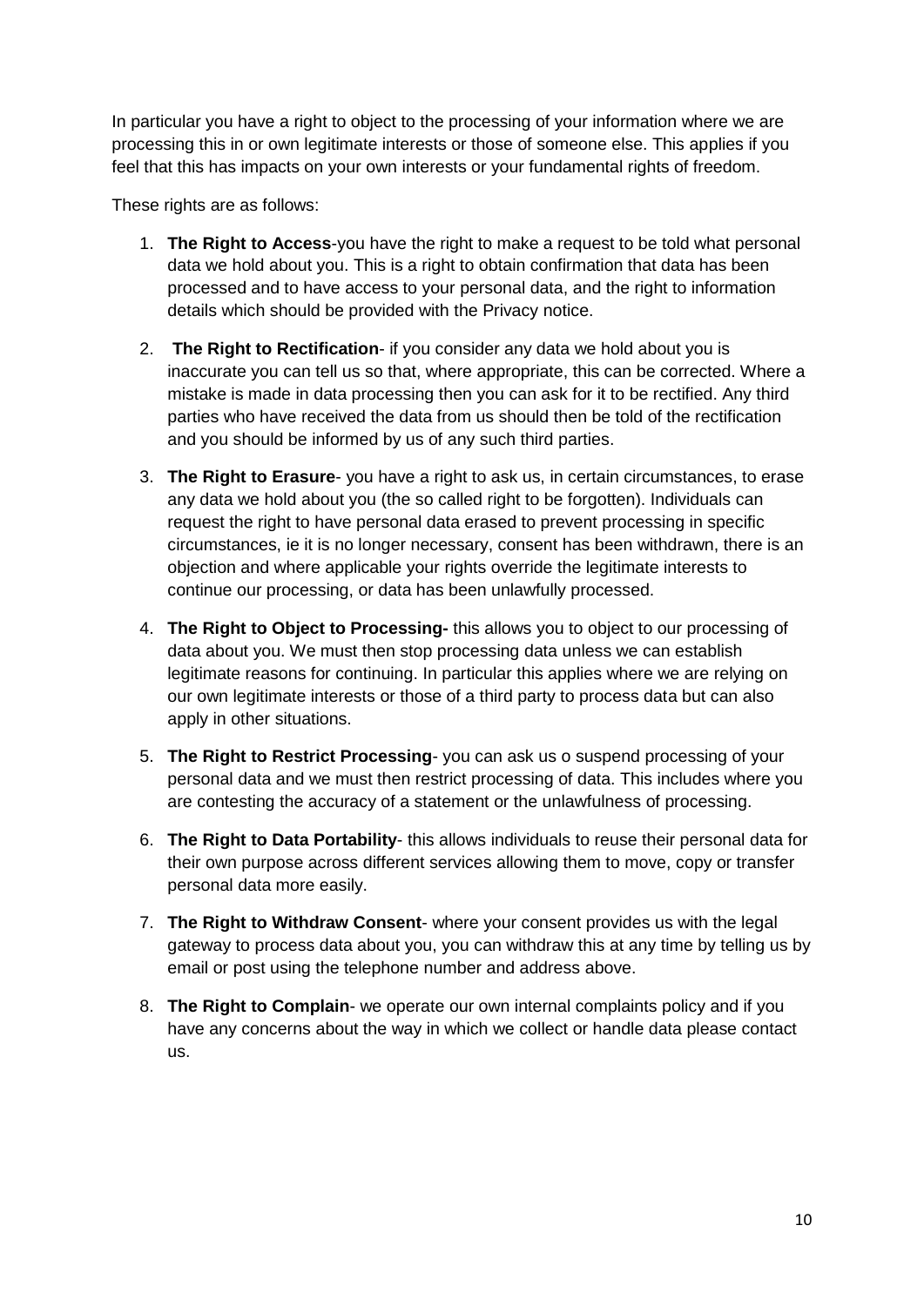In particular you have a right to object to the processing of your information where we are processing this in or own legitimate interests or those of someone else. This applies if you feel that this has impacts on your own interests or your fundamental rights of freedom.

These rights are as follows:

1. **The Right to Access**-you have the right to make a request to be told what personal data we hold about you. This is a right to obtain confirmation that data has been processed and to have access to your personal data, and the right to information details which should be provided with the Privacy notice.
2. **The Right to Rectification**- if you consider any data we hold about you is inaccurate you can tell us so that, where appropriate, this can be corrected. Where a mistake is made in data processing then you can ask for it to be rectified. Any third parties who have received the data from us should then be told of the rectification and you should be informed by us of any such third parties.
3. **The Right to Erasure**- you have a right to ask us, in certain circumstances, to erase any data we hold about you (the so called right to be forgotten). Individuals can request the right to have personal data erased to prevent processing in specific circumstances, ie it is no longer necessary, consent has been withdrawn, there is an objection and where applicable your rights override the legitimate interests to continue our processing, or data has been unlawfully processed.
4. **The Right to Object to Processing-** this allows you to object to our processing of data about you. We must then stop processing data unless we can establish legitimate reasons for continuing. In particular this applies where we are relying on our own legitimate interests or those of a third party to process data but can also apply in other situations.
5. **The Right to Restrict Processing**- you can ask us o suspend processing of your personal data and we must then restrict processing of data. This includes where you are contesting the accuracy of a statement or the unlawfulness of processing.
6. **The Right to Data Portability**- this allows individuals to reuse their personal data for their own purpose across different services allowing them to move, copy or transfer personal data more easily.
7. **The Right to Withdraw Consent**- where your consent provides us with the legal gateway to process data about you, you can withdraw this at any time by telling us by email or post using the telephone number and address above.
8. **The Right to Complain**- we operate our own internal complaints policy and if you have any concerns about the way in which we collect or handle data please contact us.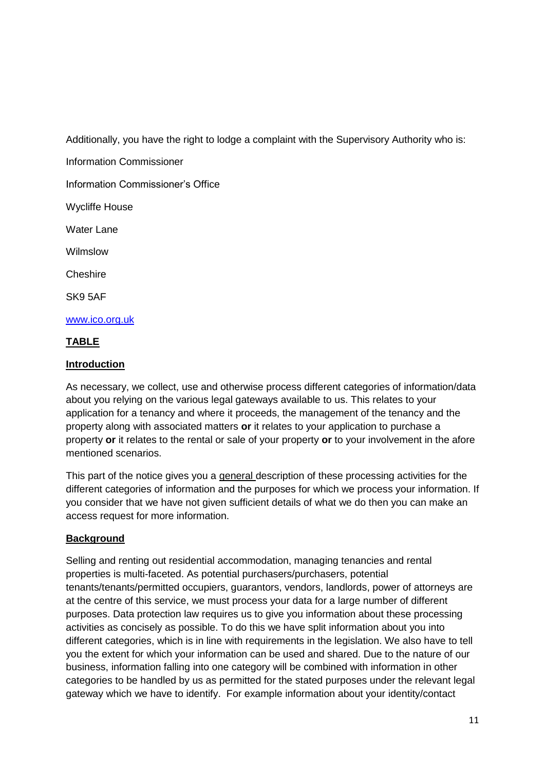Additionally, you have the right to lodge a complaint with the Supervisory Authority who is:

Information Commissioner

Information Commissioner's Office

Wycliffe House

Water Lane

Wilmslow

Cheshire

SK9 5AF

[www.ico.org.uk](http://www.ico.org.uk)

**TABLE**

**Introduction**

As necessary, we collect, use and otherwise process different categories of information/data about you relying on the various legal gateways available to us. This relates to your application for a tenancy and where it proceeds, the management of the tenancy and the property along with associated matters **or** it relates to your application to purchase a property **or** it relates to the rental or sale of your property **or** to your involvement in the afore mentioned scenarios.

This part of the notice gives you a general description of these processing activities for the different categories of information and the purposes for which we process your information. If you consider that we have not given sufficient details of what we do then you can make an access request for more information.

**Background**

Selling and renting out residential accommodation, managing tenancies and rental properties is multi-faceted. As potential purchasers/purchasers, potential tenants/tenants/permitted occupiers, guarantors, vendors, landlords, power of attorneys are at the centre of this service, we must process your data for a large number of different purposes. Data protection law requires us to give you information about these processing activities as concisely as possible. To do this we have split information about you into different categories, which is in line with requirements in the legislation. We also have to tell you the extent for which your information can be used and shared. Due to the nature of our business, information falling into one category will be combined with information in other categories to be handled by us as permitted for the stated purposes under the relevant legal gateway which we have to identify. For example information about your identity/contact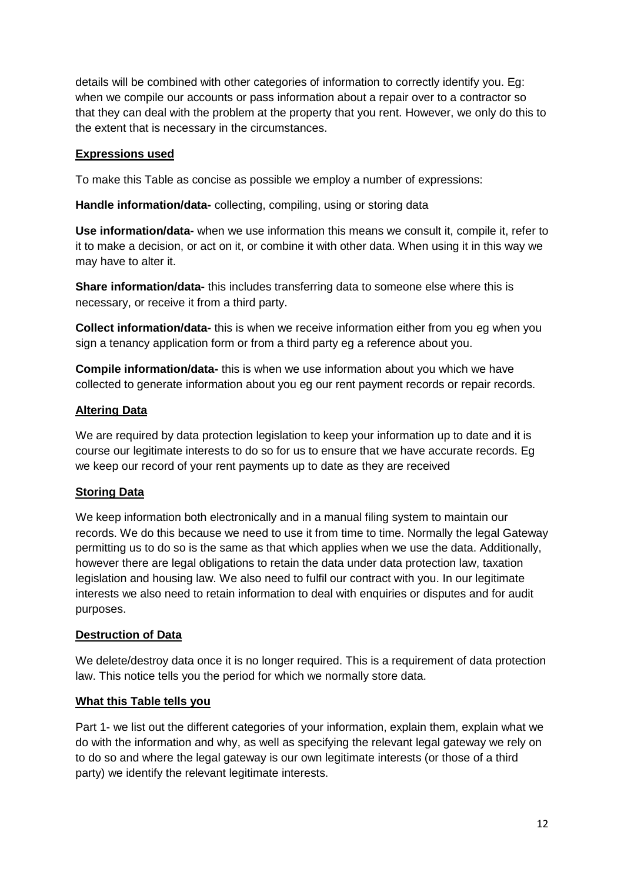details will be combined with other categories of information to correctly identify you. Eg: when we compile our accounts or pass information about a repair over to a contractor so that they can deal with the problem at the property that you rent. However, we only do this to the extent that is necessary in the circumstances.

**Expressions used**

To make this Table as concise as possible we employ a number of expressions:

**Handle information/data-** collecting, compiling, using or storing data

**Use information/data-** when we use information this means we consult it, compile it, refer to it to make a decision, or act on it, or combine it with other data. When using it in this way we may have to alter it.

**Share information/data-** this includes transferring data to someone else where this is necessary, or receive it from a third party.

**Collect information/data-** this is when we receive information either from you eg when you sign a tenancy application form or from a third party eg a reference about you.

**Compile information/data-** this is when we use information about you which we have collected to generate information about you eg our rent payment records or repair records.

**Altering Data**

We are required by data protection legislation to keep your information up to date and it is course our legitimate interests to do so for us to ensure that we have accurate records. Eg we keep our record of your rent payments up to date as they are received

**Storing Data**

We keep information both electronically and in a manual filing system to maintain our records. We do this because we need to use it from time to time. Normally the legal Gateway permitting us to do so is the same as that which applies when we use the data. Additionally, however there are legal obligations to retain the data under data protection law, taxation legislation and housing law. We also need to fulfil our contract with you. In our legitimate interests we also need to retain information to deal with enquiries or disputes and for audit purposes.

**Destruction of Data**

We delete/destroy data once it is no longer required. This is a requirement of data protection law. This notice tells you the period for which we normally store data.

**What this Table tells you**

Part 1- we list out the different categories of your information, explain them, explain what we do with the information and why, as well as specifying the relevant legal gateway we rely on to do so and where the legal gateway is our own legitimate interests (or those of a third party) we identify the relevant legitimate interests.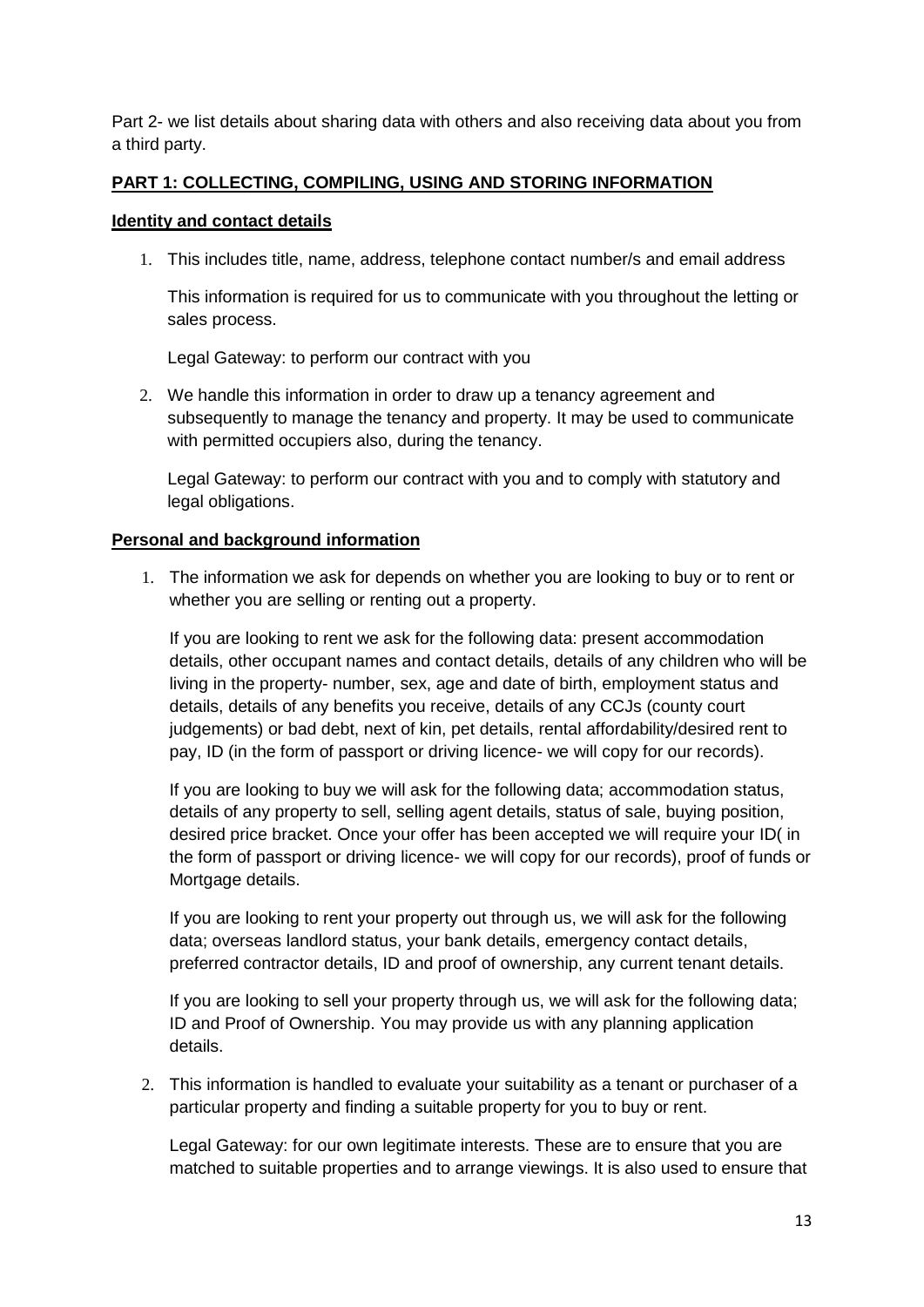Part 2- we list details about sharing data with others and also receiving data about you from a third party.

## **PART 1: COLLECTING, COMPILING, USING AND STORING INFORMATION**

### **Identity and contact details**

1. This includes title, name, address, telephone contact number/s and email address

   This information is required for us to communicate with you throughout the letting or sales process.

   Legal Gateway: to perform our contract with you

2. We handle this information in order to draw up a tenancy agreement and subsequently to manage the tenancy and property. It may be used to communicate with permitted occupiers also, during the tenancy.

   Legal Gateway: to perform our contract with you and to comply with statutory and legal obligations.

### **Personal and background information**

1. The information we ask for depends on whether you are looking to buy or to rent or whether you are selling or renting out a property.

   If you are looking to rent we ask for the following data: present accommodation details, other occupant names and contact details, details of any children who will be living in the property- number, sex, age and date of birth, employment status and details, details of any benefits you receive, details of any CCJs (county court judgements) or bad debt, next of kin, pet details, rental affordability/desired rent to pay, ID (in the form of passport or driving licence- we will copy for our records).

   If you are looking to buy we will ask for the following data; accommodation status, details of any property to sell, selling agent details, status of sale, buying position, desired price bracket. Once your offer has been accepted we will require your ID( in the form of passport or driving licence- we will copy for our records), proof of funds or Mortgage details.

   If you are looking to rent your property out through us, we will ask for the following data; overseas landlord status, your bank details, emergency contact details, preferred contractor details, ID and proof of ownership, any current tenant details.

   If you are looking to sell your property through us, we will ask for the following data; ID and Proof of Ownership. You may provide us with any planning application details.

2. This information is handled to evaluate your suitability as a tenant or purchaser of a particular property and finding a suitable property for you to buy or rent.

   Legal Gateway: for our own legitimate interests. These are to ensure that you are matched to suitable properties and to arrange viewings. It is also used to ensure that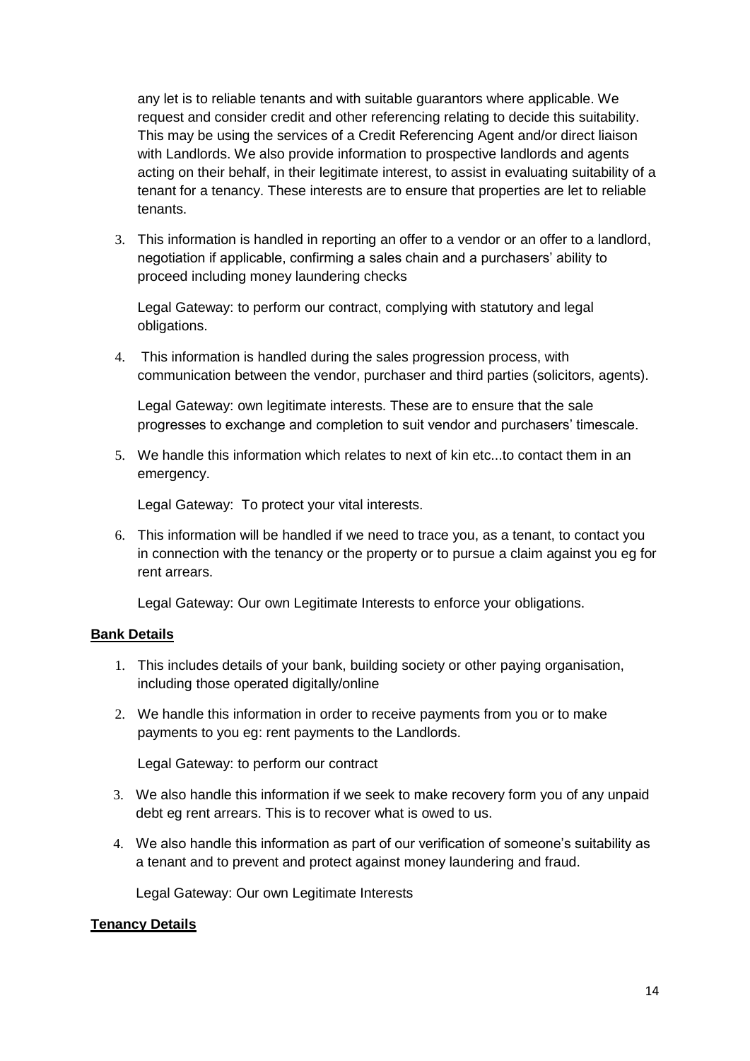any let is to reliable tenants and with suitable guarantors where applicable. We request and consider credit and other referencing relating to decide this suitability. This may be using the services of a Credit Referencing Agent and/or direct liaison with Landlords. We also provide information to prospective landlords and agents acting on their behalf, in their legitimate interest, to assist in evaluating suitability of a tenant for a tenancy. These interests are to ensure that properties are let to reliable tenants.

3. This information is handled in reporting an offer to a vendor or an offer to a landlord, negotiation if applicable, confirming a sales chain and a purchasers' ability to proceed including money laundering checks

   Legal Gateway: to perform our contract, complying with statutory and legal obligations.

4. This information is handled during the sales progression process, with communication between the vendor, purchaser and third parties (solicitors, agents).

   Legal Gateway: own legitimate interests. These are to ensure that the sale progresses to exchange and completion to suit vendor and purchasers' timescale.

5. We handle this information which relates to next of kin etc...to contact them in an emergency.

   Legal Gateway: To protect your vital interests.

6. This information will be handled if we need to trace you, as a tenant, to contact you in connection with the tenancy or the property or to pursue a claim against you eg for rent arrears.

   Legal Gateway: Our own Legitimate Interests to enforce your obligations.

**Bank Details**

1. This includes details of your bank, building society or other paying organisation, including those operated digitally/online
2. We handle this information in order to receive payments from you or to make payments to you eg: rent payments to the Landlords.

   Legal Gateway: to perform our contract

3. We also handle this information if we seek to make recovery form you of any unpaid debt eg rent arrears. This is to recover what is owed to us.
4. We also handle this information as part of our verification of someone's suitability as a tenant and to prevent and protect against money laundering and fraud.

   Legal Gateway: Our own Legitimate Interests

**Tenancy Details**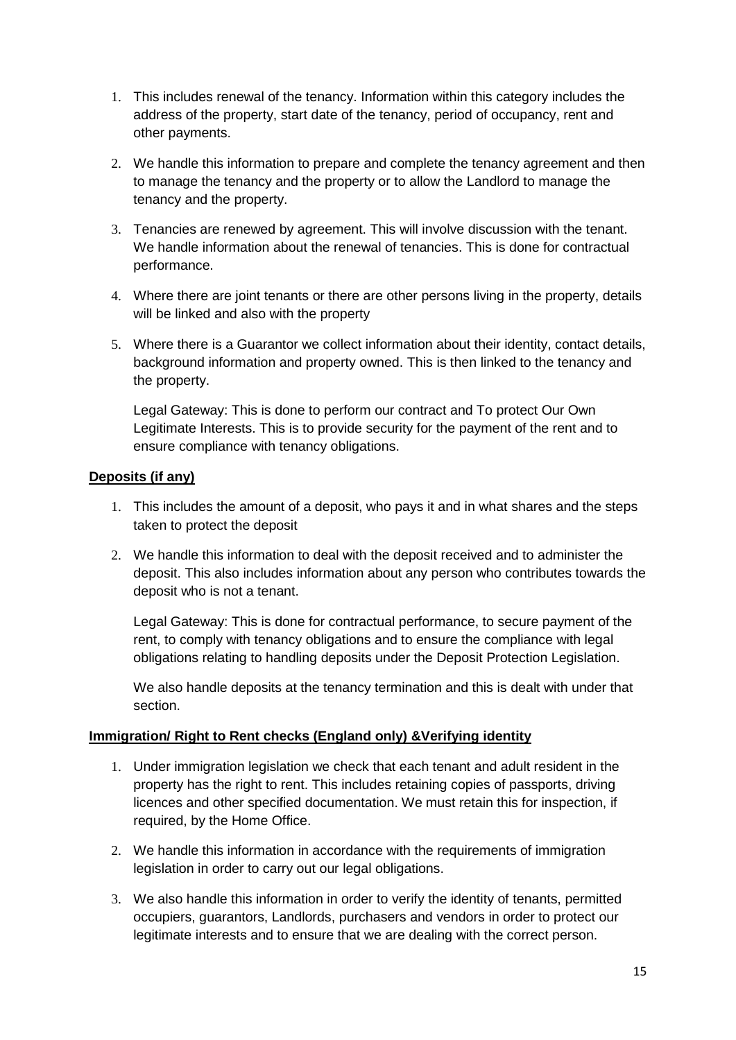1. This includes renewal of the tenancy. Information within this category includes the address of the property, start date of the tenancy, period of occupancy, rent and other payments.

2. We handle this information to prepare and complete the tenancy agreement and then to manage the tenancy and the property or to allow the Landlord to manage the tenancy and the property.

3. Tenancies are renewed by agreement. This will involve discussion with the tenant. We handle information about the renewal of tenancies. This is done for contractual performance.

4. Where there are joint tenants or there are other persons living in the property, details will be linked and also with the property

5. Where there is a Guarantor we collect information about their identity, contact details, background information and property owned. This is then linked to the tenancy and the property.

   Legal Gateway: This is done to perform our contract and To protect Our Own Legitimate Interests. This is to provide security for the payment of the rent and to ensure compliance with tenancy obligations.

**Deposits (if any)**

1. This includes the amount of a deposit, who pays it and in what shares and the steps taken to protect the deposit

2. We handle this information to deal with the deposit received and to administer the deposit. This also includes information about any person who contributes towards the deposit who is not a tenant.

   Legal Gateway: This is done for contractual performance, to secure payment of the rent, to comply with tenancy obligations and to ensure the compliance with legal obligations relating to handling deposits under the Deposit Protection Legislation.

   We also handle deposits at the tenancy termination and this is dealt with under that section.

**Immigration/ Right to Rent checks (England only) &Verifying identity**

1. Under immigration legislation we check that each tenant and adult resident in the property has the right to rent. This includes retaining copies of passports, driving licences and other specified documentation. We must retain this for inspection, if required, by the Home Office.

2. We handle this information in accordance with the requirements of immigration legislation in order to carry out our legal obligations.

3. We also handle this information in order to verify the identity of tenants, permitted occupiers, guarantors, Landlords, purchasers and vendors in order to protect our legitimate interests and to ensure that we are dealing with the correct person.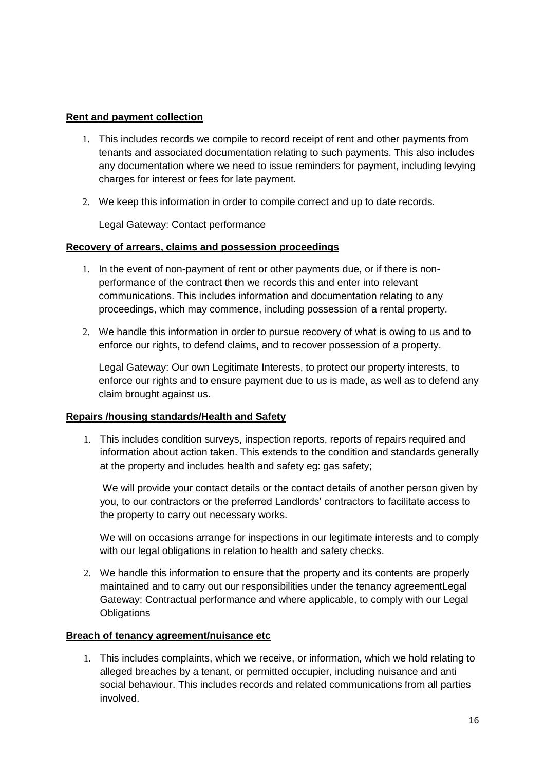**Rent and payment collection**

1. This includes records we compile to record receipt of rent and other payments from tenants and associated documentation relating to such payments. This also includes any documentation where we need to issue reminders for payment, including levying charges for interest or fees for late payment.

2. We keep this information in order to compile correct and up to date records.

   Legal Gateway: Contact performance

**Recovery of arrears, claims and possession proceedings**

1. In the event of non-payment of rent or other payments due, or if there is non-performance of the contract then we records this and enter into relevant communications. This includes information and documentation relating to any proceedings, which may commence, including possession of a rental property.

2. We handle this information in order to pursue recovery of what is owing to us and to enforce our rights, to defend claims, and to recover possession of a property.

   Legal Gateway: Our own Legitimate Interests, to protect our property interests, to enforce our rights and to ensure payment due to us is made, as well as to defend any claim brought against us.

**Repairs /housing standards/Health and Safety**

1. This includes condition surveys, inspection reports, reports of repairs required and information about action taken. This extends to the condition and standards generally at the property and includes health and safety eg: gas safety;

   We will provide your contact details or the contact details of another person given by you, to our contractors or the preferred Landlords' contractors to facilitate access to the property to carry out necessary works.

   We will on occasions arrange for inspections in our legitimate interests and to comply with our legal obligations in relation to health and safety checks.

2. We handle this information to ensure that the property and its contents are properly maintained and to carry out our responsibilities under the tenancy agreementLegal Gateway: Contractual performance and where applicable, to comply with our Legal Obligations

**Breach of tenancy agreement/nuisance etc**

1. This includes complaints, which we receive, or information, which we hold relating to alleged breaches by a tenant, or permitted occupier, including nuisance and anti social behaviour. This includes records and related communications from all parties involved.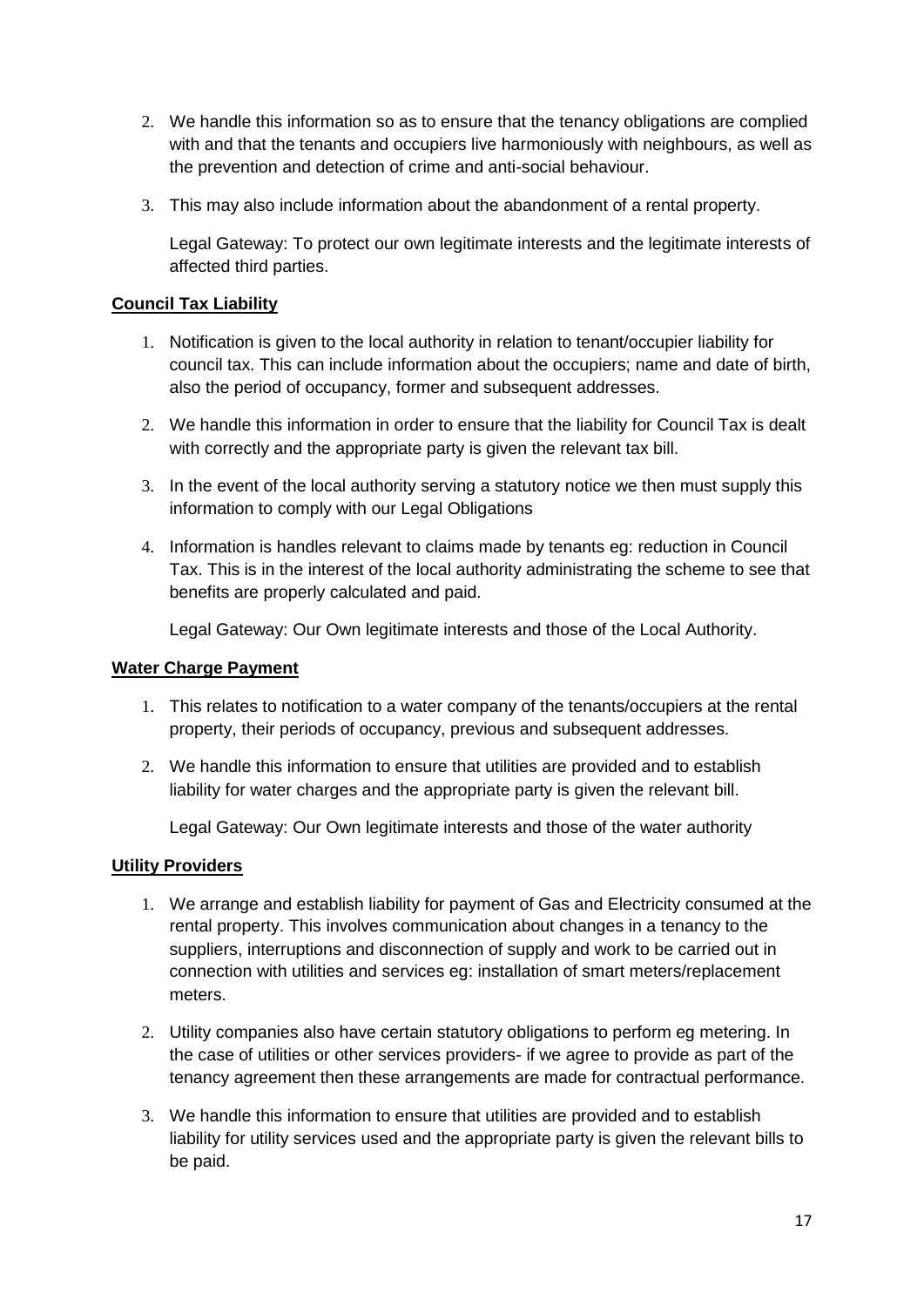2. We handle this information so as to ensure that the tenancy obligations are complied with and that the tenants and occupiers live harmoniously with neighbours, as well as the prevention and detection of crime and anti-social behaviour.

3. This may also include information about the abandonment of a rental property.

   Legal Gateway: To protect our own legitimate interests and the legitimate interests of affected third parties.

**Council Tax Liability**

1. Notification is given to the local authority in relation to tenant/occupier liability for council tax. This can include information about the occupiers; name and date of birth, also the period of occupancy, former and subsequent addresses.

2. We handle this information in order to ensure that the liability for Council Tax is dealt with correctly and the appropriate party is given the relevant tax bill.

3. In the event of the local authority serving a statutory notice we then must supply this information to comply with our Legal Obligations

4. Information is handles relevant to claims made by tenants eg: reduction in Council Tax. This is in the interest of the local authority administrating the scheme to see that benefits are properly calculated and paid.

   Legal Gateway: Our Own legitimate interests and those of the Local Authority.

**Water Charge Payment**

1. This relates to notification to a water company of the tenants/occupiers at the rental property, their periods of occupancy, previous and subsequent addresses.

2. We handle this information to ensure that utilities are provided and to establish liability for water charges and the appropriate party is given the relevant bill.

   Legal Gateway: Our Own legitimate interests and those of the water authority

**Utility Providers**

1. We arrange and establish liability for payment of Gas and Electricity consumed at the rental property. This involves communication about changes in a tenancy to the suppliers, interruptions and disconnection of supply and work to be carried out in connection with utilities and services eg: installation of smart meters/replacement meters.

2. Utility companies also have certain statutory obligations to perform eg metering. In the case of utilities or other services providers- if we agree to provide as part of the tenancy agreement then these arrangements are made for contractual performance.

3. We handle this information to ensure that utilities are provided and to establish liability for utility services used and the appropriate party is given the relevant bills to be paid.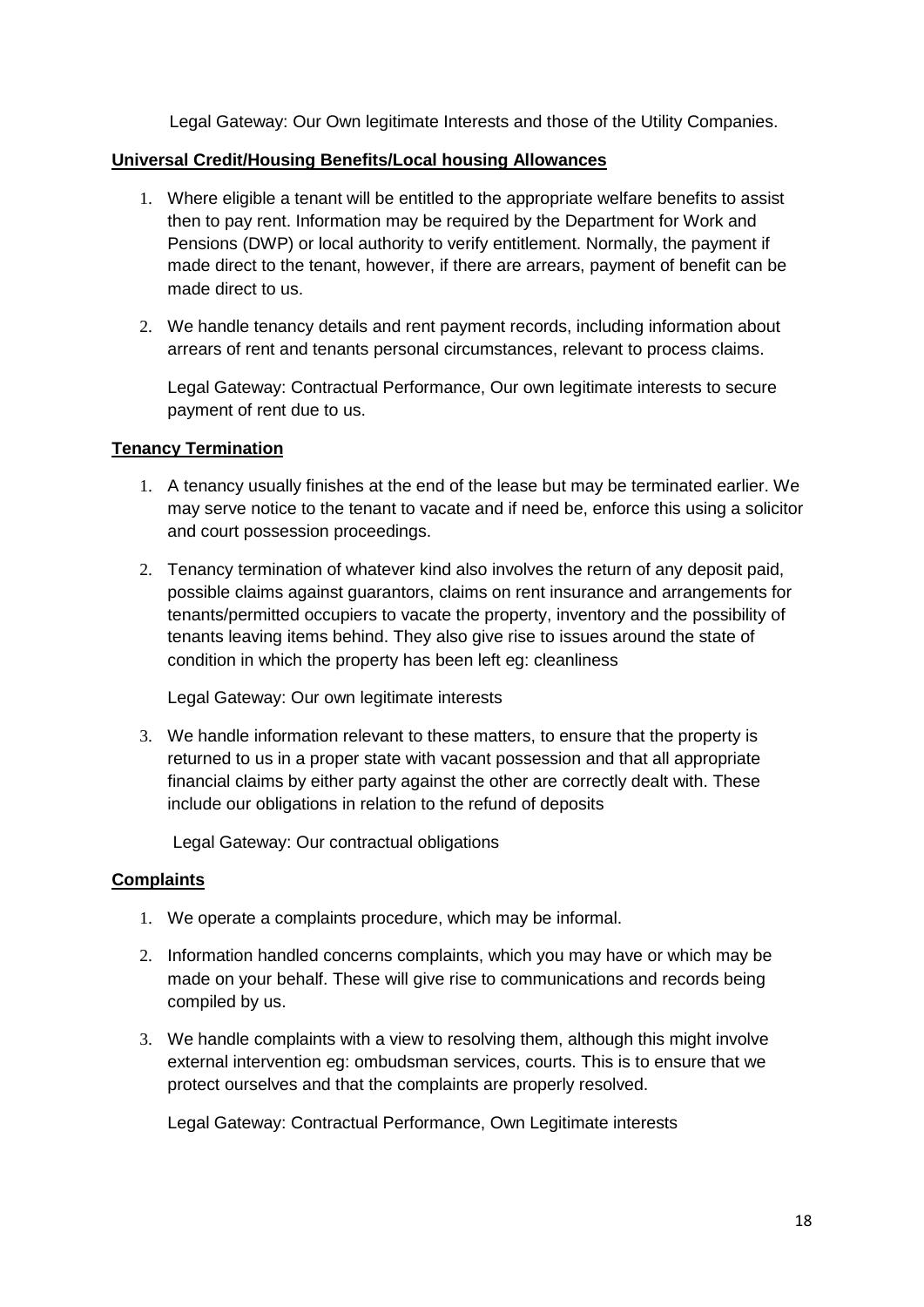Legal Gateway: Our Own legitimate Interests and those of the Utility Companies.

**Universal Credit/Housing Benefits/Local housing Allowances**

1. Where eligible a tenant will be entitled to the appropriate welfare benefits to assist then to pay rent. Information may be required by the Department for Work and Pensions (DWP) or local authority to verify entitlement. Normally, the payment if made direct to the tenant, however, if there are arrears, payment of benefit can be made direct to us.
2. We handle tenancy details and rent payment records, including information about arrears of rent and tenants personal circumstances, relevant to process claims.

   Legal Gateway: Contractual Performance, Our own legitimate interests to secure payment of rent due to us.

**Tenancy Termination**

1. A tenancy usually finishes at the end of the lease but may be terminated earlier. We may serve notice to the tenant to vacate and if need be, enforce this using a solicitor and court possession proceedings.
2. Tenancy termination of whatever kind also involves the return of any deposit paid, possible claims against guarantors, claims on rent insurance and arrangements for tenants/permitted occupiers to vacate the property, inventory and the possibility of tenants leaving items behind. They also give rise to issues around the state of condition in which the property has been left eg: cleanliness

   Legal Gateway: Our own legitimate interests

3. We handle information relevant to these matters, to ensure that the property is returned to us in a proper state with vacant possession and that all appropriate financial claims by either party against the other are correctly dealt with. These include our obligations in relation to the refund of deposits

   Legal Gateway: Our contractual obligations

**Complaints**

1. We operate a complaints procedure, which may be informal.
2. Information handled concerns complaints, which you may have or which may be made on your behalf. These will give rise to communications and records being compiled by us.
3. We handle complaints with a view to resolving them, although this might involve external intervention eg: ombudsman services, courts. This is to ensure that we protect ourselves and that the complaints are properly resolved.

   Legal Gateway: Contractual Performance, Own Legitimate interests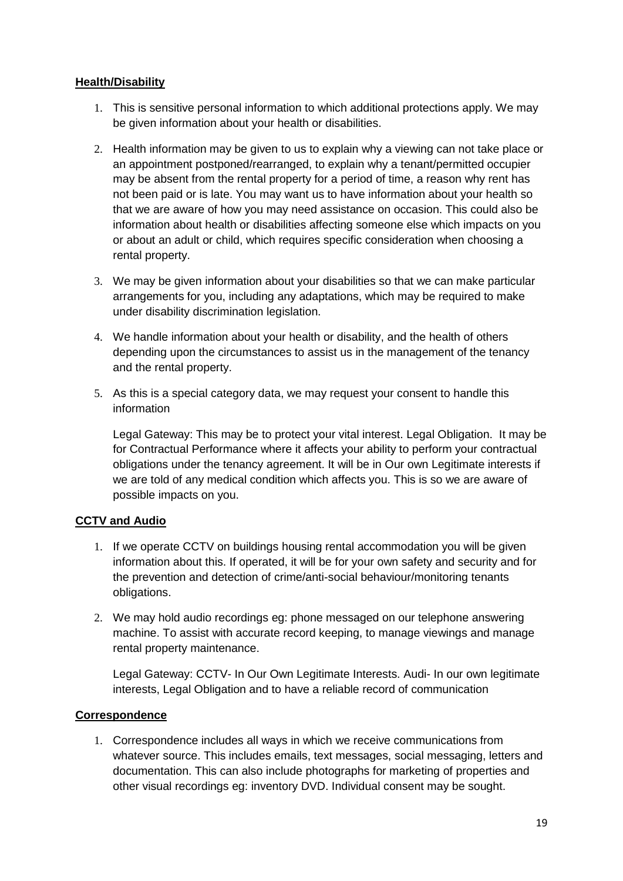**Health/Disability**

1. This is sensitive personal information to which additional protections apply. We may be given information about your health or disabilities.
2. Health information may be given to us to explain why a viewing can not take place or an appointment postponed/rearranged, to explain why a tenant/permitted occupier may be absent from the rental property for a period of time, a reason why rent has not been paid or is late. You may want us to have information about your health so that we are aware of how you may need assistance on occasion. This could also be information about health or disabilities affecting someone else which impacts on you or about an adult or child, which requires specific consideration when choosing a rental property.
3. We may be given information about your disabilities so that we can make particular arrangements for you, including any adaptations, which may be required to make under disability discrimination legislation.
4. We handle information about your health or disability, and the health of others depending upon the circumstances to assist us in the management of the tenancy and the rental property.
5. As this is a special category data, we may request your consent to handle this information

   Legal Gateway: This may be to protect your vital interest. Legal Obligation. It may be for Contractual Performance where it affects your ability to perform your contractual obligations under the tenancy agreement. It will be in Our own Legitimate interests if we are told of any medical condition which affects you. This is so we are aware of possible impacts on you.

**CCTV and Audio**

1. If we operate CCTV on buildings housing rental accommodation you will be given information about this. If operated, it will be for your own safety and security and for the prevention and detection of crime/anti-social behaviour/monitoring tenants obligations.
2. We may hold audio recordings eg: phone messaged on our telephone answering machine. To assist with accurate record keeping, to manage viewings and manage rental property maintenance.

   Legal Gateway: CCTV- In Our Own Legitimate Interests. Audi- In our own legitimate interests, Legal Obligation and to have a reliable record of communication

**Correspondence**

1. Correspondence includes all ways in which we receive communications from whatever source. This includes emails, text messages, social messaging, letters and documentation. This can also include photographs for marketing of properties and other visual recordings eg: inventory DVD. Individual consent may be sought.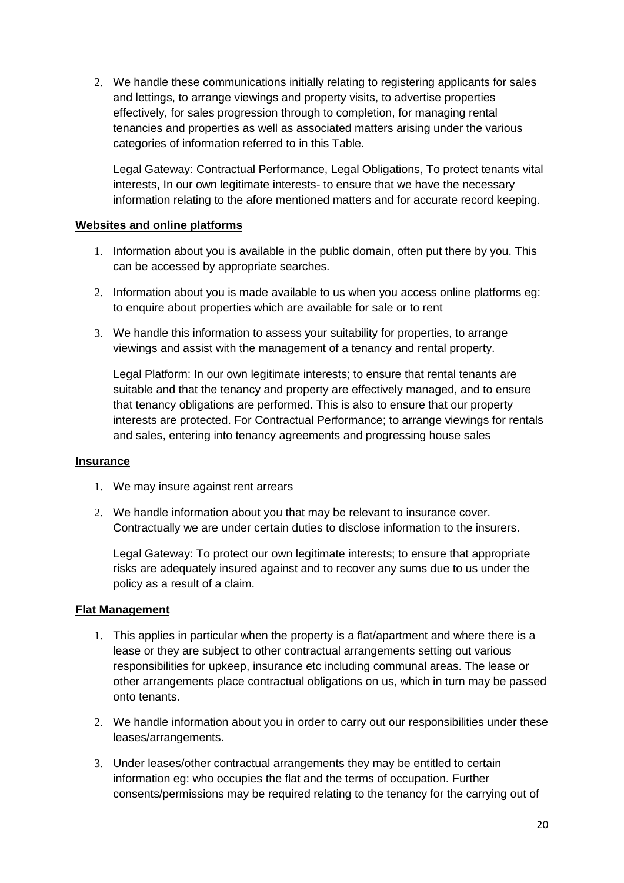2. We handle these communications initially relating to registering applicants for sales and lettings, to arrange viewings and property visits, to advertise properties effectively, for sales progression through to completion, for managing rental tenancies and properties as well as associated matters arising under the various categories of information referred to in this Table.

   Legal Gateway: Contractual Performance, Legal Obligations, To protect tenants vital interests, In our own legitimate interests- to ensure that we have the necessary information relating to the afore mentioned matters and for accurate record keeping.

**Websites and online platforms**

1. Information about you is available in the public domain, often put there by you. This can be accessed by appropriate searches.
2. Information about you is made available to us when you access online platforms eg: to enquire about properties which are available for sale or to rent
3. We handle this information to assess your suitability for properties, to arrange viewings and assist with the management of a tenancy and rental property.

   Legal Platform: In our own legitimate interests; to ensure that rental tenants are suitable and that the tenancy and property are effectively managed, and to ensure that tenancy obligations are performed. This is also to ensure that our property interests are protected. For Contractual Performance; to arrange viewings for rentals and sales, entering into tenancy agreements and progressing house sales

**Insurance**

1. We may insure against rent arrears
2. We handle information about you that may be relevant to insurance cover. Contractually we are under certain duties to disclose information to the insurers.

   Legal Gateway: To protect our own legitimate interests; to ensure that appropriate risks are adequately insured against and to recover any sums due to us under the policy as a result of a claim.

**Flat Management**

1. This applies in particular when the property is a flat/apartment and where there is a lease or they are subject to other contractual arrangements setting out various responsibilities for upkeep, insurance etc including communal areas. The lease or other arrangements place contractual obligations on us, which in turn may be passed onto tenants.
2. We handle information about you in order to carry out our responsibilities under these leases/arrangements.
3. Under leases/other contractual arrangements they may be entitled to certain information eg: who occupies the flat and the terms of occupation. Further consents/permissions may be required relating to the tenancy for the carrying out of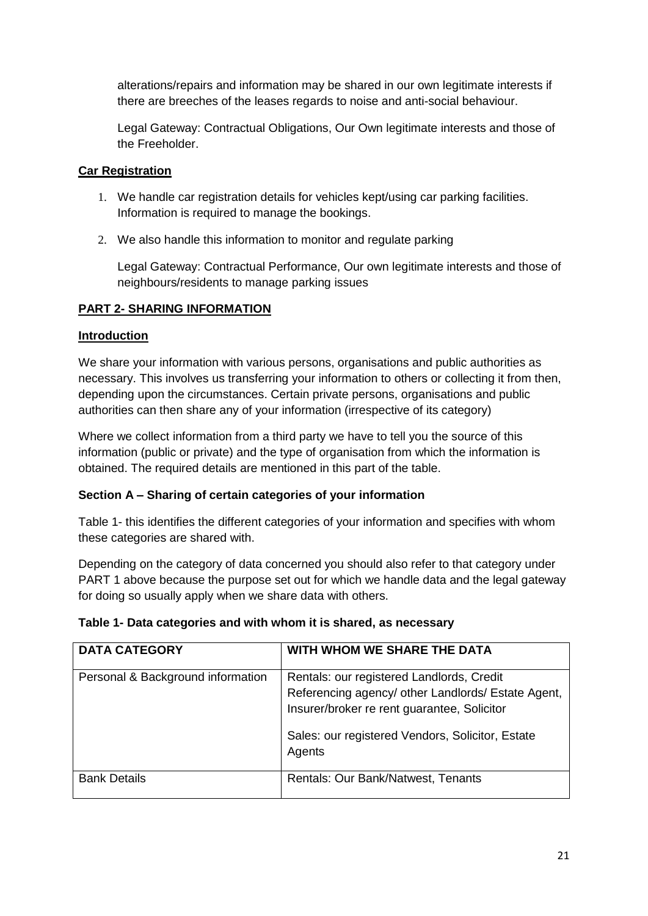alterations/repairs and information may be shared in our own legitimate interests if there are breeches of the leases regards to noise and anti-social behaviour.

Legal Gateway: Contractual Obligations, Our Own legitimate interests and those of the Freeholder.

**Car Registration**

1. We handle car registration details for vehicles kept/using car parking facilities. Information is required to manage the bookings.
2. We also handle this information to monitor and regulate parking

Legal Gateway: Contractual Performance, Our own legitimate interests and those of neighbours/residents to manage parking issues

**PART 2- SHARING INFORMATION**

**Introduction**

We share your information with various persons, organisations and public authorities as necessary. This involves us transferring your information to others or collecting it from then, depending upon the circumstances. Certain private persons, organisations and public authorities can then share any of your information (irrespective of its category)

Where we collect information from a third party we have to tell you the source of this information (public or private) and the type of organisation from which the information is obtained. The required details are mentioned in this part of the table.

**Section A – Sharing of certain categories of your information**

Table 1- this identifies the different categories of your information and specifies with whom these categories are shared with.

Depending on the category of data concerned you should also refer to that category under PART 1 above because the purpose set out for which we handle data and the legal gateway for doing so usually apply when we share data with others.

**Table 1- Data categories and with whom it is shared, as necessary**

| DATA CATEGORY | WITH WHOM WE SHARE THE DATA |
|---|---|
| Personal & Background information | Rentals: our registered Landlords, Credit Referencing agency/ other Landlords/ Estate Agent, Insurer/broker re rent guarantee, Solicitor<br><br>Sales: our registered Vendors, Solicitor, Estate Agents |
| Bank Details | Rentals: Our Bank/Natwest, Tenants |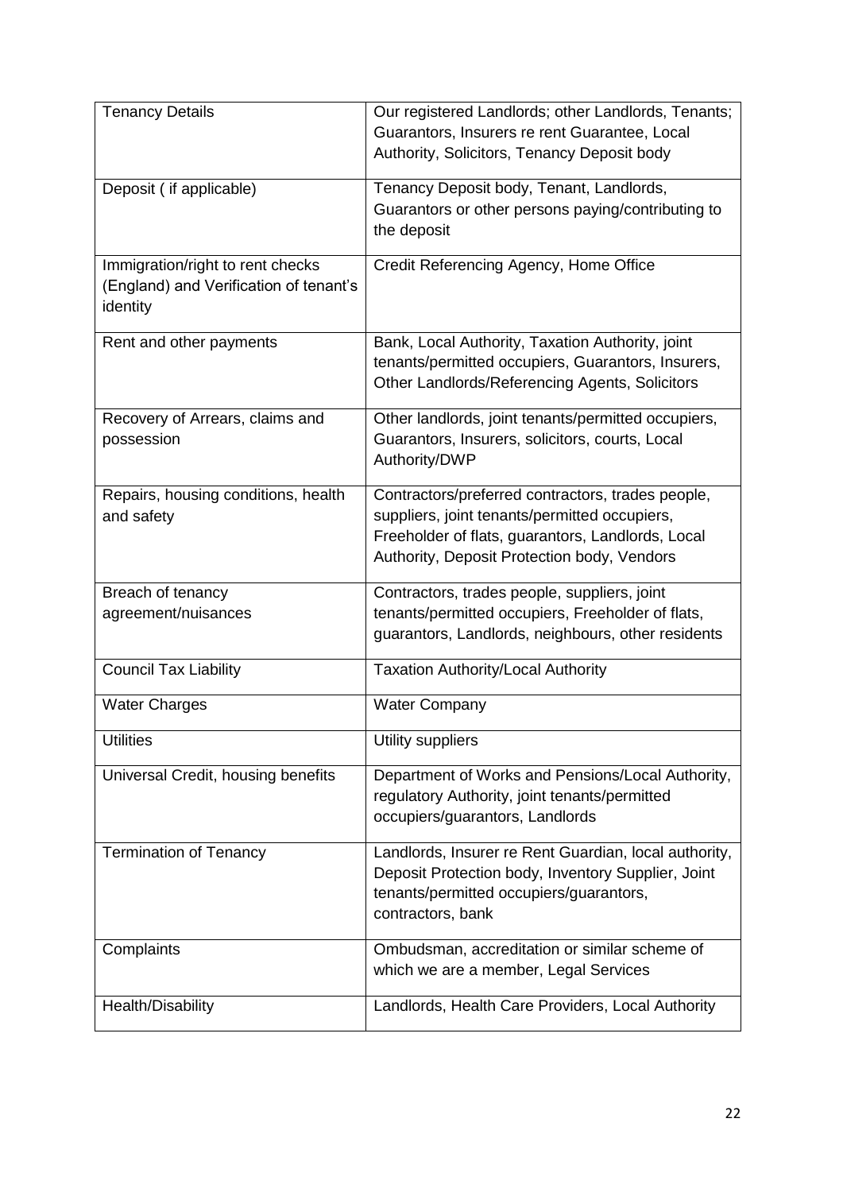| Tenancy Details | Our registered Landlords; other Landlords, Tenants; Guarantors, Insurers re rent Guarantee, Local Authority, Solicitors, Tenancy Deposit body |
|---|---|
| Deposit ( if applicable) | Tenancy Deposit body, Tenant, Landlords, Guarantors or other persons paying/contributing to the deposit |
| Immigration/right to rent checks (England) and Verification of tenant's identity | Credit Referencing Agency, Home Office |
| Rent and other payments | Bank, Local Authority, Taxation Authority, joint tenants/permitted occupiers, Guarantors, Insurers, Other Landlords/Referencing Agents, Solicitors |
| Recovery of Arrears, claims and possession | Other landlords, joint tenants/permitted occupiers, Guarantors, Insurers, solicitors, courts, Local Authority/DWP |
| Repairs, housing conditions, health and safety | Contractors/preferred contractors, trades people, suppliers, joint tenants/permitted occupiers, Freeholder of flats, guarantors, Landlords, Local Authority, Deposit Protection body, Vendors |
| Breach of tenancy agreement/nuisances | Contractors, trades people, suppliers, joint tenants/permitted occupiers, Freeholder of flats, guarantors, Landlords, neighbours, other residents |
| Council Tax Liability | Taxation Authority/Local Authority |
| Water Charges | Water Company |
| Utilities | Utility suppliers |
| Universal Credit, housing benefits | Department of Works and Pensions/Local Authority, regulatory Authority, joint tenants/permitted occupiers/guarantors, Landlords |
| Termination of Tenancy | Landlords, Insurer re Rent Guardian, local authority, Deposit Protection body, Inventory Supplier, Joint tenants/permitted occupiers/guarantors, contractors, bank |
| Complaints | Ombudsman, accreditation or similar scheme of which we are a member, Legal Services |
| Health/Disability | Landlords, Health Care Providers, Local Authority |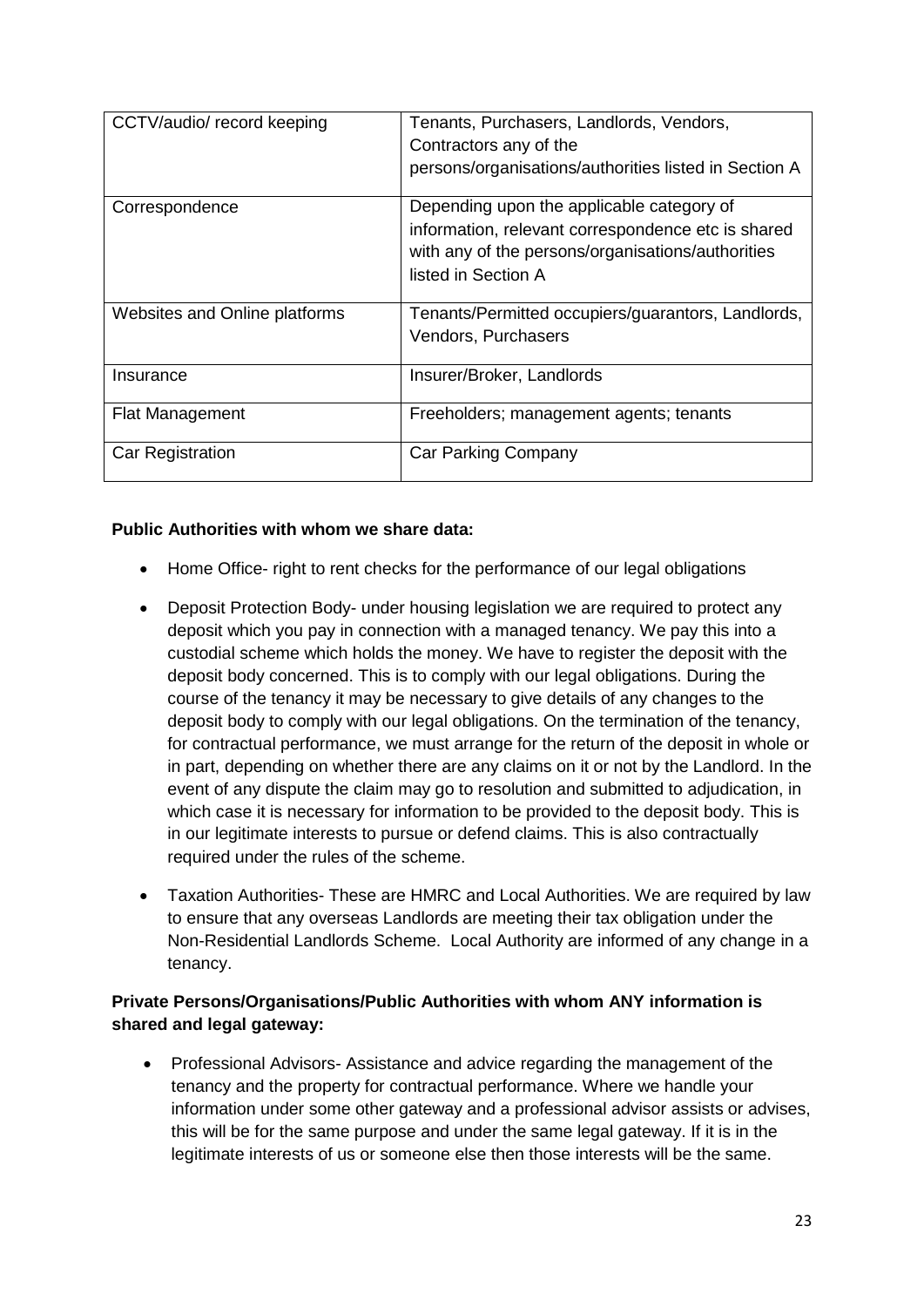| CCTV/audio/ record keeping | Tenants, Purchasers, Landlords, Vendors, Contractors any of the persons/organisations/authorities listed in Section A |
| --- | --- |
| Correspondence | Depending upon the applicable category of information, relevant correspondence etc is shared with any of the persons/organisations/authorities listed in Section A |
| Websites and Online platforms | Tenants/Permitted occupiers/guarantors, Landlords, Vendors, Purchasers |
| Insurance | Insurer/Broker, Landlords |
| Flat Management | Freeholders; management agents; tenants |
| Car Registration | Car Parking Company |

**Public Authorities with whom we share data:**

- Home Office- right to rent checks for the performance of our legal obligations
- Deposit Protection Body- under housing legislation we are required to protect any deposit which you pay in connection with a managed tenancy. We pay this into a custodial scheme which holds the money. We have to register the deposit with the deposit body concerned. This is to comply with our legal obligations. During the course of the tenancy it may be necessary to give details of any changes to the deposit body to comply with our legal obligations. On the termination of the tenancy, for contractual performance, we must arrange for the return of the deposit in whole or in part, depending on whether there are any claims on it or not by the Landlord. In the event of any dispute the claim may go to resolution and submitted to adjudication, in which case it is necessary for information to be provided to the deposit body. This is in our legitimate interests to pursue or defend claims. This is also contractually required under the rules of the scheme.
- Taxation Authorities- These are HMRC and Local Authorities. We are required by law to ensure that any overseas Landlords are meeting their tax obligation under the Non-Residential Landlords Scheme. Local Authority are informed of any change in a tenancy.

**Private Persons/Organisations/Public Authorities with whom ANY information is shared and legal gateway:**

- Professional Advisors- Assistance and advice regarding the management of the tenancy and the property for contractual performance. Where we handle your information under some other gateway and a professional advisor assists or advises, this will be for the same purpose and under the same legal gateway. If it is in the legitimate interests of us or someone else then those interests will be the same.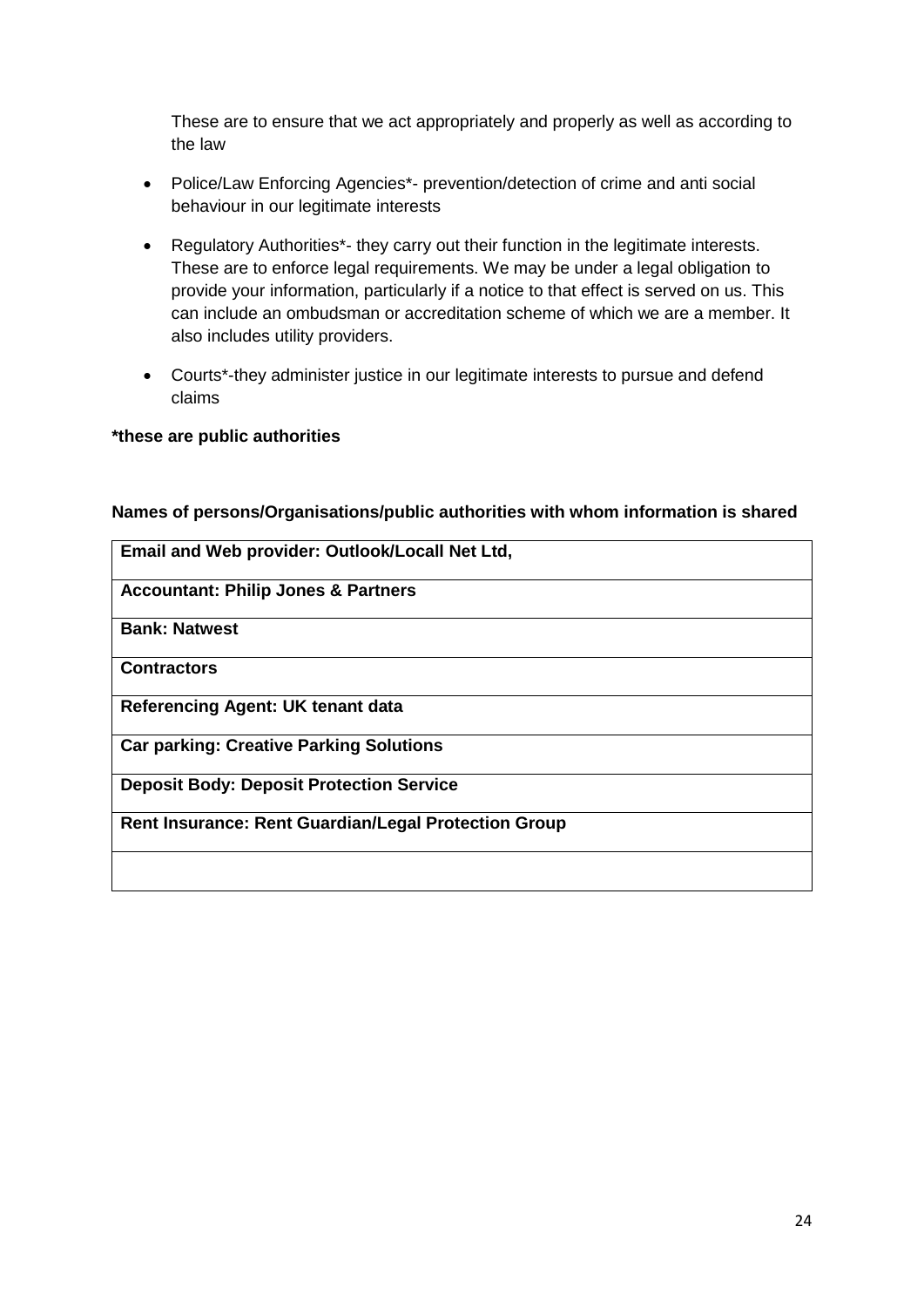These are to ensure that we act appropriately and properly as well as according to the law

- Police/Law Enforcing Agencies*- prevention/detection of crime and anti social behaviour in our legitimate interests

- Regulatory Authorities*- they carry out their function in the legitimate interests. These are to enforce legal requirements. We may be under a legal obligation to provide your information, particularly if a notice to that effect is served on us. This can include an ombudsman or accreditation scheme of which we are a member. It also includes utility providers.

- Courts*-they administer justice in our legitimate interests to pursue and defend claims

**\*these are public authorities**

**Names of persons/Organisations/public authorities with whom information is shared**

| |
|---|
| **Email and Web provider: Outlook/Locall Net Ltd,** |
| **Accountant: Philip Jones & Partners** |
| **Bank: Natwest** |
| **Contractors** |
| **Referencing Agent: UK tenant data** |
| **Car parking: Creative Parking Solutions** |
| **Deposit Body: Deposit Protection Service** |
| **Rent Insurance: Rent Guardian/Legal Protection Group** |
| |